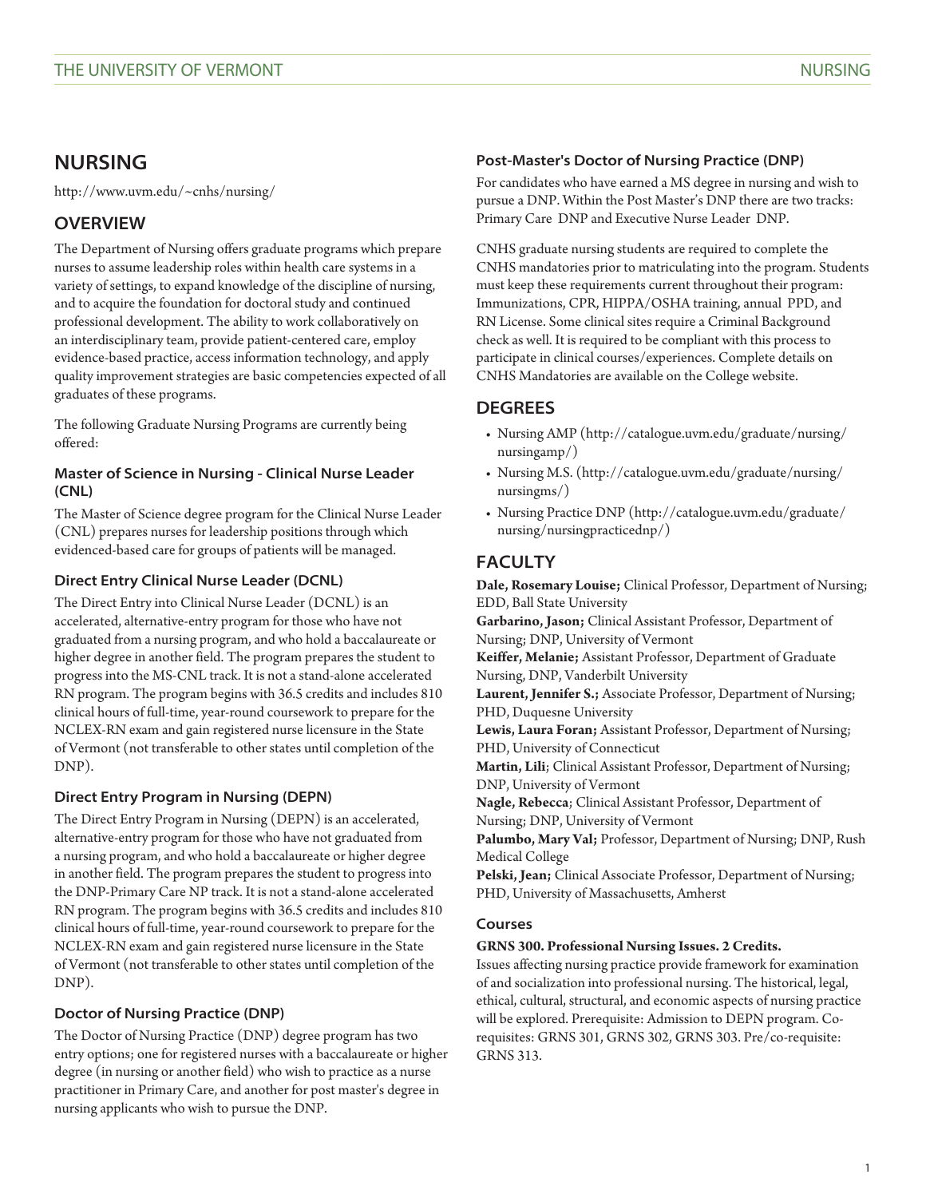# NURSING

http://www.uvm.edu/~cnhs/nursing/

## OVERVIEW

The Department of Nursing offers graduate programs which prepare nurses to assume leadership roles within health care systems in a variety of settings, to expand knowledge of the discipline of nursing, and to acquire the foundation for doctoral study and continued professional development. The ability to work collaboratively on an interdisciplinary team, provide patient-centered care, employ evidence-based practice, access information technology, and apply quality improvement strategies are basic competencies expected of all graduates of these programs.

The following Graduate Nursing Programs are currently being offered:

### Master of Science in Nursing - Clinical Nurse Leader (CNL)

The Master of Science degree program for the Clinical Nurse Leader (CNL) prepares nurses for leadership positions through which evidenced-based care for groups of patients will be managed.

### Direct Entry Clinical Nurse Leader (DCNL)

The Direct Entry into Clinical Nurse Leader (DCNL) is an accelerated, alternative-entry program for those who have not graduated from a nursing program, and who hold a baccalaureate or higher degree in another field. The program prepares the student to progress into the MS-CNL track. It is not a stand-alone accelerated RN program. The program begins with 36.5 credits and includes 810 clinical hours of full-time, year-round coursework to prepare for the NCLEX-RN exam and gain registered nurse licensure in the State of Vermont (not transferable to other states until completion of the DNP).

### Direct Entry Program in Nursing (DEPN)

The Direct Entry Program in Nursing (DEPN) is an accelerated, alternative-entry program for those who have not graduated from a nursing program, and who hold a baccalaureate or higher degree in another field. The program prepares the student to progress into the DNP-Primary Care NP track. It is not a stand-alone accelerated RN program. The program begins with 36.5 credits and includes 810 clinical hours of full-time, year-round coursework to prepare for the NCLEX-RN exam and gain registered nurse licensure in the State of Vermont (not transferable to other states until completion of the DNP).

### Doctor of Nursing Practice (DNP)

The Doctor of Nursing Practice (DNP) degree program has two entry options; one for registered nurses with a baccalaureate or higher degree (in nursing or another field) who wish to practice as a nurse practitioner in Primary Care, and another for post master's degree in nursing applicants who wish to pursue the DNP.

### Post-Master's Doctor of Nursing Practice (DNP)

For candidates who have earned a MS degree in nursing and wish to pursue a DNP. Within the Post Master's DNP there are two tracks: Primary Care DNP and Executive Nurse Leader DNP.

CNHS graduate nursing students are required to complete the CNHS mandatories prior to matriculating into the program. Students must keep these requirements current throughout their program: Immunizations, CPR, HIPPA/OSHA training, annual PPD, and RN License. Some clinical sites require a Criminal Background check as well. It is required to be compliant with this process to participate in clinical courses/experiences. Complete details on CNHS Mandatories are available on the College website.

## DEGREES

- Nursing AMP (http://catalogue.uvm.edu/graduate/nursing/nursingamp/)
- Nursing M.S. (http://catalogue.uvm.edu/graduate/nursing/nursingms/)
- Nursing Practice DNP (http://catalogue.uvm.edu/graduate/nursing/nursingpracticednp/)

## FACULTY

**Dale, Rosemary Louise;** Clinical Professor, Department of Nursing; EDD, Ball State University
**Garbarino, Jason;** Clinical Assistant Professor, Department of Nursing; DNP, University of Vermont
**Keiffer, Melanie;** Assistant Professor, Department of Graduate Nursing, DNP, Vanderbilt University
**Laurent, Jennifer S.;** Associate Professor, Department of Nursing; PHD, Duquesne University
**Lewis, Laura Foran;** Assistant Professor, Department of Nursing; PHD, University of Connecticut
**Martin, Lili**; Clinical Assistant Professor, Department of Nursing; DNP, University of Vermont
**Nagle, Rebecca**; Clinical Assistant Professor, Department of Nursing; DNP, University of Vermont
**Palumbo, Mary Val;** Professor, Department of Nursing; DNP, Rush Medical College
**Pelski, Jean;** Clinical Associate Professor, Department of Nursing; PHD, University of Massachusetts, Amherst

### Courses

**GRNS 300. Professional Nursing Issues. 2 Credits.**

Issues affecting nursing practice provide framework for examination of and socialization into professional nursing. The historical, legal, ethical, cultural, structural, and economic aspects of nursing practice will be explored. Prerequisite: Admission to DEPN program. Co-requisites: GRNS 301, GRNS 302, GRNS 303. Pre/co-requisite: GRNS 313.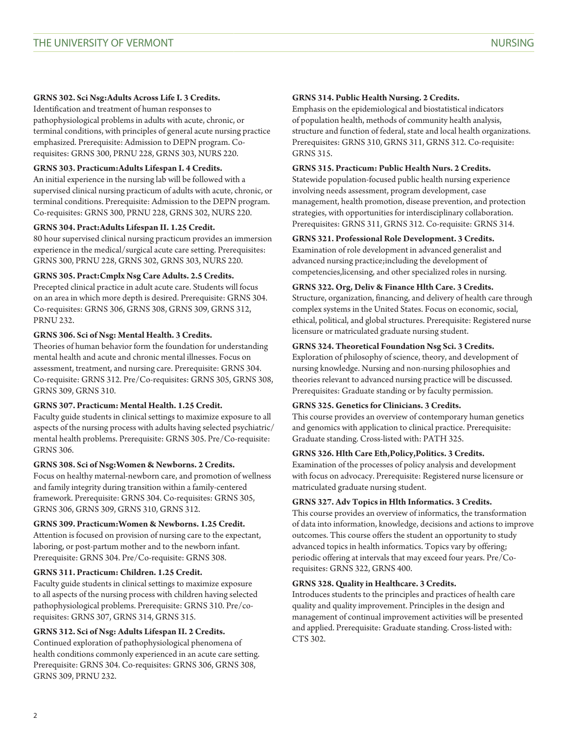**GRNS 302. Sci Nsg:Adults Across Life I. 3 Credits.**
Identification and treatment of human responses to pathophysiological problems in adults with acute, chronic, or terminal conditions, with principles of general acute nursing practice emphasized. Prerequisite: Admission to DEPN program. Co-requisites: GRNS 300, PRNU 228, GRNS 303, NURS 220.

**GRNS 303. Practicum:Adults Lifespan I. 4 Credits.**
An initial experience in the nursing lab will be followed with a supervised clinical nursing practicum of adults with acute, chronic, or terminal conditions. Prerequisite: Admission to the DEPN program. Co-requisites: GRNS 300, PRNU 228, GRNS 302, NURS 220.

**GRNS 304. Pract:Adults Lifespan II. 1.25 Credit.**
80 hour supervised clinical nursing practicum provides an immersion experience in the medical/surgical acute care setting. Prerequisites: GRNS 300, PRNU 228, GRNS 302, GRNS 303, NURS 220.

**GRNS 305. Pract:Cmplx Nsg Care Adults. 2.5 Credits.**
Precepted clinical practice in adult acute care. Students will focus on an area in which more depth is desired. Prerequisite: GRNS 304. Co-requisites: GRNS 306, GRNS 308, GRNS 309, GRNS 312, PRNU 232.

**GRNS 306. Sci of Nsg: Mental Health. 3 Credits.**
Theories of human behavior form the foundation for understanding mental health and acute and chronic mental illnesses. Focus on assessment, treatment, and nursing care. Prerequisite: GRNS 304. Co-requisite: GRNS 312. Pre/Co-requisites: GRNS 305, GRNS 308, GRNS 309, GRNS 310.

**GRNS 307. Practicum: Mental Health. 1.25 Credit.**
Faculty guide students in clinical settings to maximize exposure to all aspects of the nursing process with adults having selected psychiatric/mental health problems. Prerequisite: GRNS 305. Pre/Co-requisite: GRNS 306.

**GRNS 308. Sci of Nsg:Women & Newborns. 2 Credits.**
Focus on healthy maternal-newborn care, and promotion of wellness and family integrity during transition within a family-centered framework. Prerequisite: GRNS 304. Co-requisites: GRNS 305, GRNS 306, GRNS 309, GRNS 310, GRNS 312.

**GRNS 309. Practicum:Women & Newborns. 1.25 Credit.**
Attention is focused on provision of nursing care to the expectant, laboring, or post-partum mother and to the newborn infant. Prerequisite: GRNS 304. Pre/Co-requisite: GRNS 308.

**GRNS 311. Practicum: Children. 1.25 Credit.**
Faculty guide students in clinical settings to maximize exposure to all aspects of the nursing process with children having selected pathophysiological problems. Prerequisite: GRNS 310. Pre/co-requisites: GRNS 307, GRNS 314, GRNS 315.

**GRNS 312. Sci of Nsg: Adults Lifespan II. 2 Credits.**
Continued exploration of pathophysiological phenomena of health conditions commonly experienced in an acute care setting. Prerequisite: GRNS 304. Co-requisites: GRNS 306, GRNS 308, GRNS 309, PRNU 232.

**GRNS 314. Public Health Nursing. 2 Credits.**
Emphasis on the epidemiological and biostatistical indicators of population health, methods of community health analysis, structure and function of federal, state and local health organizations. Prerequisites: GRNS 310, GRNS 311, GRNS 312. Co-requisite: GRNS 315.

**GRNS 315. Practicum: Public Health Nurs. 2 Credits.**
Statewide population-focused public health nursing experience involving needs assessment, program development, case management, health promotion, disease prevention, and protection strategies, with opportunities for interdisciplinary collaboration. Prerequisites: GRNS 311, GRNS 312. Co-requisite: GRNS 314.

**GRNS 321. Professional Role Development. 3 Credits.**
Examination of role development in advanced generalist and advanced nursing practice;including the development of competencies,licensing, and other specialized roles in nursing.

**GRNS 322. Org, Deliv & Finance Hlth Care. 3 Credits.**
Structure, organization, financing, and delivery of health care through complex systems in the United States. Focus on economic, social, ethical, political, and global structures. Prerequisite: Registered nurse licensure or matriculated graduate nursing student.

**GRNS 324. Theoretical Foundation Nsg Sci. 3 Credits.**
Exploration of philosophy of science, theory, and development of nursing knowledge. Nursing and non-nursing philosophies and theories relevant to advanced nursing practice will be discussed. Prerequisites: Graduate standing or by faculty permission.

**GRNS 325. Genetics for Clinicians. 3 Credits.**
This course provides an overview of contemporary human genetics and genomics with application to clinical practice. Prerequisite: Graduate standing. Cross-listed with: PATH 325.

**GRNS 326. Hlth Care Eth,Policy,Politics. 3 Credits.**
Examination of the processes of policy analysis and development with focus on advocacy. Prerequisite: Registered nurse licensure or matriculated graduate nursing student.

**GRNS 327. Adv Topics in Hlth Informatics. 3 Credits.**
This course provides an overview of informatics, the transformation of data into information, knowledge, decisions and actions to improve outcomes. This course offers the student an opportunity to study advanced topics in health informatics. Topics vary by offering; periodic offering at intervals that may exceed four years. Pre/Co-requisites: GRNS 322, GRNS 400.

**GRNS 328. Quality in Healthcare. 3 Credits.**
Introduces students to the principles and practices of health care quality and quality improvement. Principles in the design and management of continual improvement activities will be presented and applied. Prerequisite: Graduate standing. Cross-listed with: CTS 302.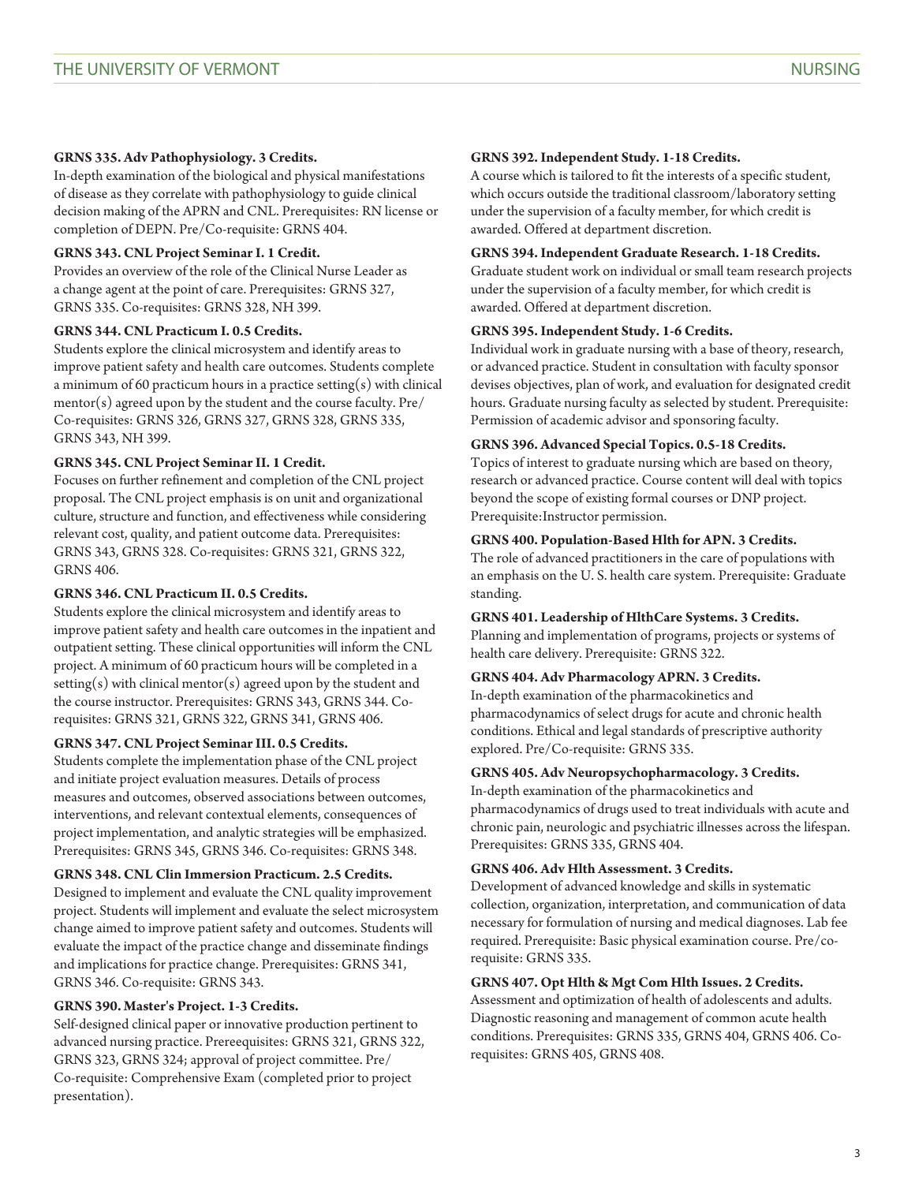**GRNS 335. Adv Pathophysiology. 3 Credits.**

In-depth examination of the biological and physical manifestations of disease as they correlate with pathophysiology to guide clinical decision making of the APRN and CNL. Prerequisites: RN license or completion of DEPN. Pre/Co-requisite: GRNS 404.

**GRNS 343. CNL Project Seminar I. 1 Credit.**

Provides an overview of the role of the Clinical Nurse Leader as a change agent at the point of care. Prerequisites: GRNS 327, GRNS 335. Co-requisites: GRNS 328, NH 399.

**GRNS 344. CNL Practicum I. 0.5 Credits.**

Students explore the clinical microsystem and identify areas to improve patient safety and health care outcomes. Students complete a minimum of 60 practicum hours in a practice setting(s) with clinical mentor(s) agreed upon by the student and the course faculty. Pre/Co-requisites: GRNS 326, GRNS 327, GRNS 328, GRNS 335, GRNS 343, NH 399.

**GRNS 345. CNL Project Seminar II. 1 Credit.**

Focuses on further refinement and completion of the CNL project proposal. The CNL project emphasis is on unit and organizational culture, structure and function, and effectiveness while considering relevant cost, quality, and patient outcome data. Prerequisites: GRNS 343, GRNS 328. Co-requisites: GRNS 321, GRNS 322, GRNS 406.

**GRNS 346. CNL Practicum II. 0.5 Credits.**

Students explore the clinical microsystem and identify areas to improve patient safety and health care outcomes in the inpatient and outpatient setting. These clinical opportunities will inform the CNL project. A minimum of 60 practicum hours will be completed in a setting(s) with clinical mentor(s) agreed upon by the student and the course instructor. Prerequisites: GRNS 343, GRNS 344. Co-requisites: GRNS 321, GRNS 322, GRNS 341, GRNS 406.

**GRNS 347. CNL Project Seminar III. 0.5 Credits.**

Students complete the implementation phase of the CNL project and initiate project evaluation measures. Details of process measures and outcomes, observed associations between outcomes, interventions, and relevant contextual elements, consequences of project implementation, and analytic strategies will be emphasized. Prerequisites: GRNS 345, GRNS 346. Co-requisites: GRNS 348.

**GRNS 348. CNL Clin Immersion Practicum. 2.5 Credits.**

Designed to implement and evaluate the CNL quality improvement project. Students will implement and evaluate the select microsystem change aimed to improve patient safety and outcomes. Students will evaluate the impact of the practice change and disseminate findings and implications for practice change. Prerequisites: GRNS 341, GRNS 346. Co-requisite: GRNS 343.

**GRNS 390. Master's Project. 1-3 Credits.**

Self-designed clinical paper or innovative production pertinent to advanced nursing practice. Prereequisites: GRNS 321, GRNS 322, GRNS 323, GRNS 324; approval of project committee. Pre/Co-requisite: Comprehensive Exam (completed prior to project presentation).

**GRNS 392. Independent Study. 1-18 Credits.**

A course which is tailored to fit the interests of a specific student, which occurs outside the traditional classroom/laboratory setting under the supervision of a faculty member, for which credit is awarded. Offered at department discretion.

**GRNS 394. Independent Graduate Research. 1-18 Credits.**

Graduate student work on individual or small team research projects under the supervision of a faculty member, for which credit is awarded. Offered at department discretion.

**GRNS 395. Independent Study. 1-6 Credits.**

Individual work in graduate nursing with a base of theory, research, or advanced practice. Student in consultation with faculty sponsor devises objectives, plan of work, and evaluation for designated credit hours. Graduate nursing faculty as selected by student. Prerequisite: Permission of academic advisor and sponsoring faculty.

**GRNS 396. Advanced Special Topics. 0.5-18 Credits.**

Topics of interest to graduate nursing which are based on theory, research or advanced practice. Course content will deal with topics beyond the scope of existing formal courses or DNP project. Prerequisite:Instructor permission.

**GRNS 400. Population-Based Hlth for APN. 3 Credits.**

The role of advanced practitioners in the care of populations with an emphasis on the U. S. health care system. Prerequisite: Graduate standing.

**GRNS 401. Leadership of HlthCare Systems. 3 Credits.**

Planning and implementation of programs, projects or systems of health care delivery. Prerequisite: GRNS 322.

**GRNS 404. Adv Pharmacology APRN. 3 Credits.**

In-depth examination of the pharmacokinetics and pharmacodynamics of select drugs for acute and chronic health conditions. Ethical and legal standards of prescriptive authority explored. Pre/Co-requisite: GRNS 335.

**GRNS 405. Adv Neuropsychopharmacology. 3 Credits.**

In-depth examination of the pharmacokinetics and pharmacodynamics of drugs used to treat individuals with acute and chronic pain, neurologic and psychiatric illnesses across the lifespan. Prerequisites: GRNS 335, GRNS 404.

**GRNS 406. Adv Hlth Assessment. 3 Credits.**

Development of advanced knowledge and skills in systematic collection, organization, interpretation, and communication of data necessary for formulation of nursing and medical diagnoses. Lab fee required. Prerequisite: Basic physical examination course. Pre/co-requisite: GRNS 335.

**GRNS 407. Opt Hlth & Mgt Com Hlth Issues. 2 Credits.**

Assessment and optimization of health of adolescents and adults. Diagnostic reasoning and management of common acute health conditions. Prerequisites: GRNS 335, GRNS 404, GRNS 406. Co-requisites: GRNS 405, GRNS 408.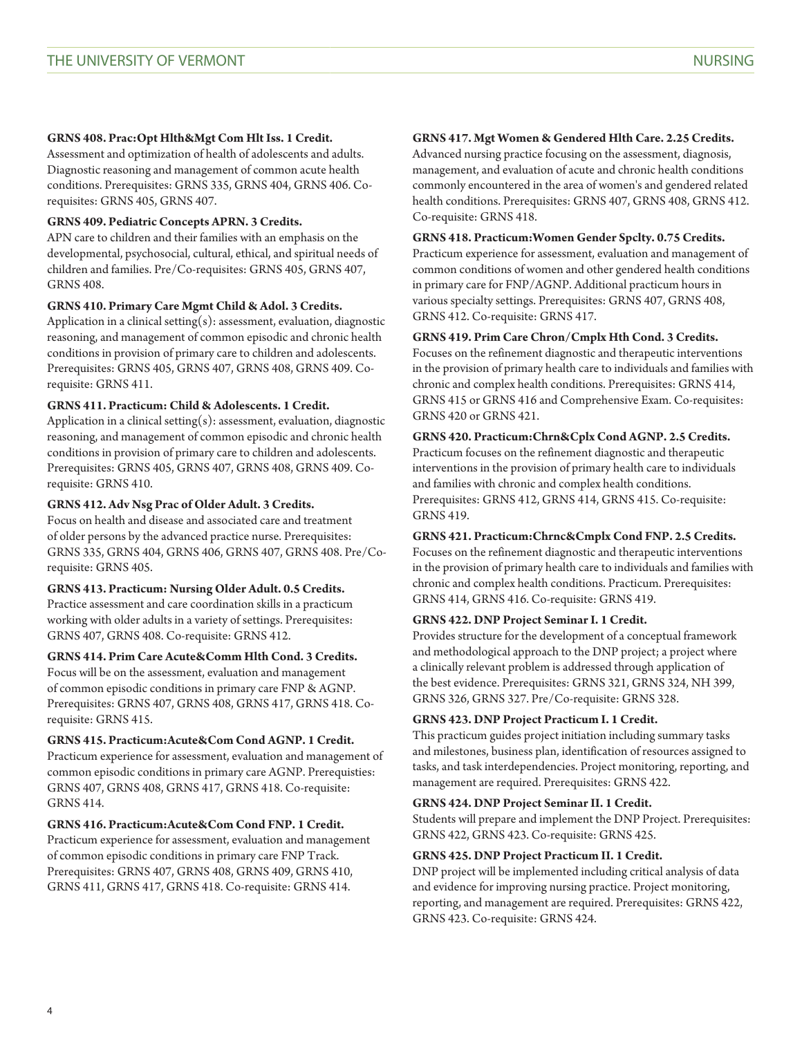**GRNS 408. Prac:Opt Hlth&Mgt Com Hlt Iss. 1 Credit.**
Assessment and optimization of health of adolescents and adults. Diagnostic reasoning and management of common acute health conditions. Prerequisites: GRNS 335, GRNS 404, GRNS 406. Co-requisites: GRNS 405, GRNS 407.

**GRNS 409. Pediatric Concepts APRN. 3 Credits.**
APN care to children and their families with an emphasis on the developmental, psychosocial, cultural, ethical, and spiritual needs of children and families. Pre/Co-requisites: GRNS 405, GRNS 407, GRNS 408.

**GRNS 410. Primary Care Mgmt Child & Adol. 3 Credits.**
Application in a clinical setting(s): assessment, evaluation, diagnostic reasoning, and management of common episodic and chronic health conditions in provision of primary care to children and adolescents. Prerequisites: GRNS 405, GRNS 407, GRNS 408, GRNS 409. Co-requisite: GRNS 411.

**GRNS 411. Practicum: Child & Adolescents. 1 Credit.**
Application in a clinical setting(s): assessment, evaluation, diagnostic reasoning, and management of common episodic and chronic health conditions in provision of primary care to children and adolescents. Prerequisites: GRNS 405, GRNS 407, GRNS 408, GRNS 409. Co-requisite: GRNS 410.

**GRNS 412. Adv Nsg Prac of Older Adult. 3 Credits.**
Focus on health and disease and associated care and treatment of older persons by the advanced practice nurse. Prerequisites: GRNS 335, GRNS 404, GRNS 406, GRNS 407, GRNS 408. Pre/Co-requisite: GRNS 405.

**GRNS 413. Practicum: Nursing Older Adult. 0.5 Credits.**
Practice assessment and care coordination skills in a practicum working with older adults in a variety of settings. Prerequisites: GRNS 407, GRNS 408. Co-requisite: GRNS 412.

**GRNS 414. Prim Care Acute&Comm Hlth Cond. 3 Credits.**
Focus will be on the assessment, evaluation and management of common episodic conditions in primary care FNP & AGNP. Prerequisites: GRNS 407, GRNS 408, GRNS 417, GRNS 418. Co-requisite: GRNS 415.

**GRNS 415. Practicum:Acute&Com Cond AGNP. 1 Credit.**
Practicum experience for assessment, evaluation and management of common episodic conditions in primary care AGNP. Prerequisties: GRNS 407, GRNS 408, GRNS 417, GRNS 418. Co-requisite: GRNS 414.

**GRNS 416. Practicum:Acute&Com Cond FNP. 1 Credit.**
Practicum experience for assessment, evaluation and management of common episodic conditions in primary care FNP Track. Prerequisites: GRNS 407, GRNS 408, GRNS 409, GRNS 410, GRNS 411, GRNS 417, GRNS 418. Co-requisite: GRNS 414.

**GRNS 417. Mgt Women & Gendered Hlth Care. 2.25 Credits.**
Advanced nursing practice focusing on the assessment, diagnosis, management, and evaluation of acute and chronic health conditions commonly encountered in the area of women's and gendered related health conditions. Prerequisites: GRNS 407, GRNS 408, GRNS 412. Co-requisite: GRNS 418.

**GRNS 418. Practicum:Women Gender Spclty. 0.75 Credits.**
Practicum experience for assessment, evaluation and management of common conditions of women and other gendered health conditions in primary care for FNP/AGNP. Additional practicum hours in various specialty settings. Prerequisites: GRNS 407, GRNS 408, GRNS 412. Co-requisite: GRNS 417.

**GRNS 419. Prim Care Chron/Cmplx Hth Cond. 3 Credits.**
Focuses on the refinement diagnostic and therapeutic interventions in the provision of primary health care to individuals and families with chronic and complex health conditions. Prerequisites: GRNS 414, GRNS 415 or GRNS 416 and Comprehensive Exam. Co-requisites: GRNS 420 or GRNS 421.

**GRNS 420. Practicum:Chrn&Cplx Cond AGNP. 2.5 Credits.**
Practicum focuses on the refinement diagnostic and therapeutic interventions in the provision of primary health care to individuals and families with chronic and complex health conditions. Prerequisites: GRNS 412, GRNS 414, GRNS 415. Co-requisite: GRNS 419.

**GRNS 421. Practicum:Chrnc&Cmplx Cond FNP. 2.5 Credits.**
Focuses on the refinement diagnostic and therapeutic interventions in the provision of primary health care to individuals and families with chronic and complex health conditions. Practicum. Prerequisites: GRNS 414, GRNS 416. Co-requisite: GRNS 419.

**GRNS 422. DNP Project Seminar I. 1 Credit.**
Provides structure for the development of a conceptual framework and methodological approach to the DNP project; a project where a clinically relevant problem is addressed through application of the best evidence. Prerequisites: GRNS 321, GRNS 324, NH 399, GRNS 326, GRNS 327. Pre/Co-requisite: GRNS 328.

**GRNS 423. DNP Project Practicum I. 1 Credit.**
This practicum guides project initiation including summary tasks and milestones, business plan, identification of resources assigned to tasks, and task interdependencies. Project monitoring, reporting, and management are required. Prerequisites: GRNS 422.

**GRNS 424. DNP Project Seminar II. 1 Credit.**
Students will prepare and implement the DNP Project. Prerequisites: GRNS 422, GRNS 423. Co-requisite: GRNS 425.

**GRNS 425. DNP Project Practicum II. 1 Credit.**
DNP project will be implemented including critical analysis of data and evidence for improving nursing practice. Project monitoring, reporting, and management are required. Prerequisites: GRNS 422, GRNS 423. Co-requisite: GRNS 424.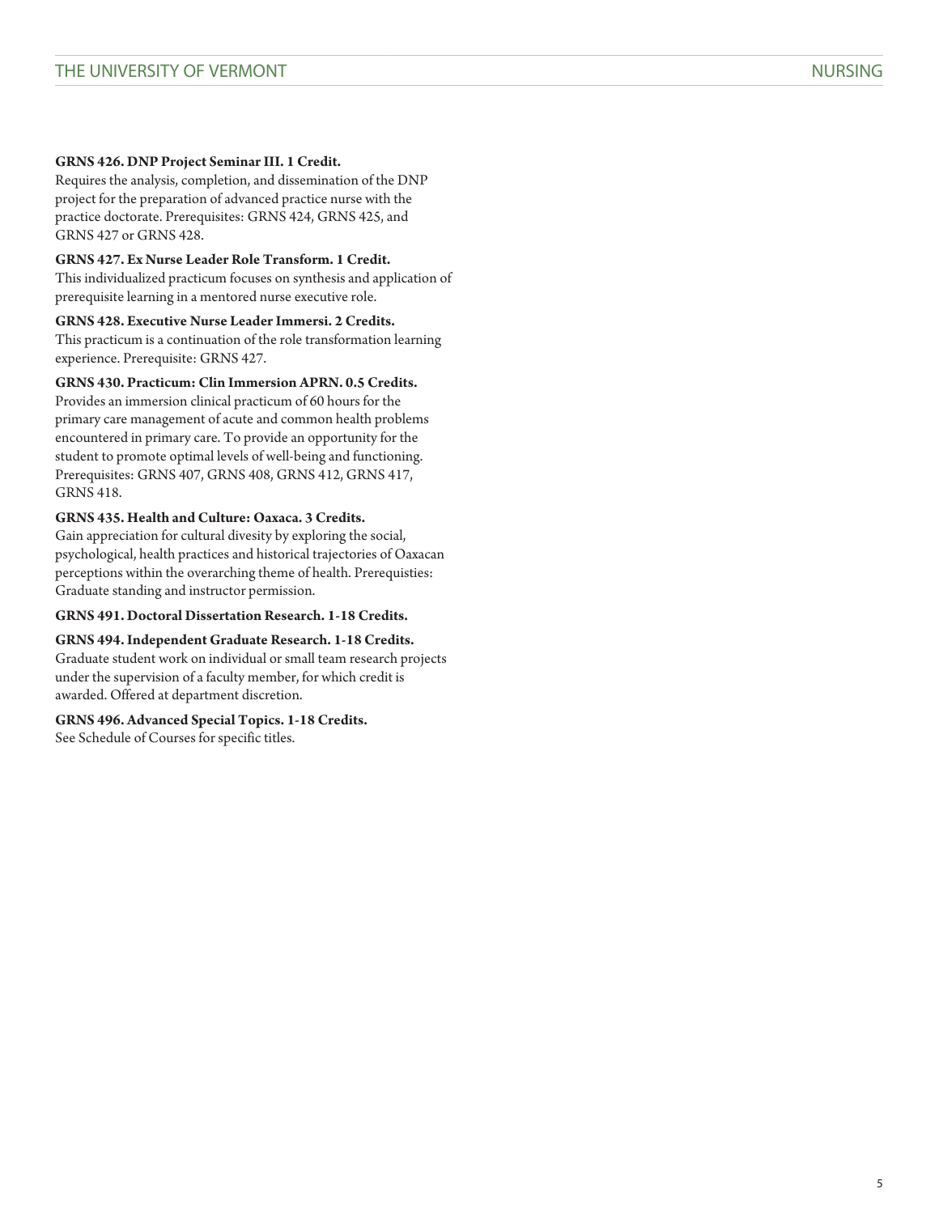**GRNS 426. DNP Project Seminar III. 1 Credit.**
Requires the analysis, completion, and dissemination of the DNP project for the preparation of advanced practice nurse with the practice doctorate. Prerequisites: GRNS 424, GRNS 425, and GRNS 427 or GRNS 428.

**GRNS 427. Ex Nurse Leader Role Transform. 1 Credit.**
This individualized practicum focuses on synthesis and application of prerequisite learning in a mentored nurse executive role.

**GRNS 428. Executive Nurse Leader Immersi. 2 Credits.**
This practicum is a continuation of the role transformation learning experience. Prerequisite: GRNS 427.

**GRNS 430. Practicum: Clin Immersion APRN. 0.5 Credits.**
Provides an immersion clinical practicum of 60 hours for the primary care management of acute and common health problems encountered in primary care. To provide an opportunity for the student to promote optimal levels of well-being and functioning. Prerequisites: GRNS 407, GRNS 408, GRNS 412, GRNS 417, GRNS 418.

**GRNS 435. Health and Culture: Oaxaca. 3 Credits.**
Gain appreciation for cultural divesity by exploring the social, psychological, health practices and historical trajectories of Oaxacan perceptions within the overarching theme of health. Prerequisties: Graduate standing and instructor permission.

**GRNS 491. Doctoral Dissertation Research. 1-18 Credits.**

**GRNS 494. Independent Graduate Research. 1-18 Credits.**
Graduate student work on individual or small team research projects under the supervision of a faculty member, for which credit is awarded. Offered at department discretion.

**GRNS 496. Advanced Special Topics. 1-18 Credits.**
See Schedule of Courses for specific titles.